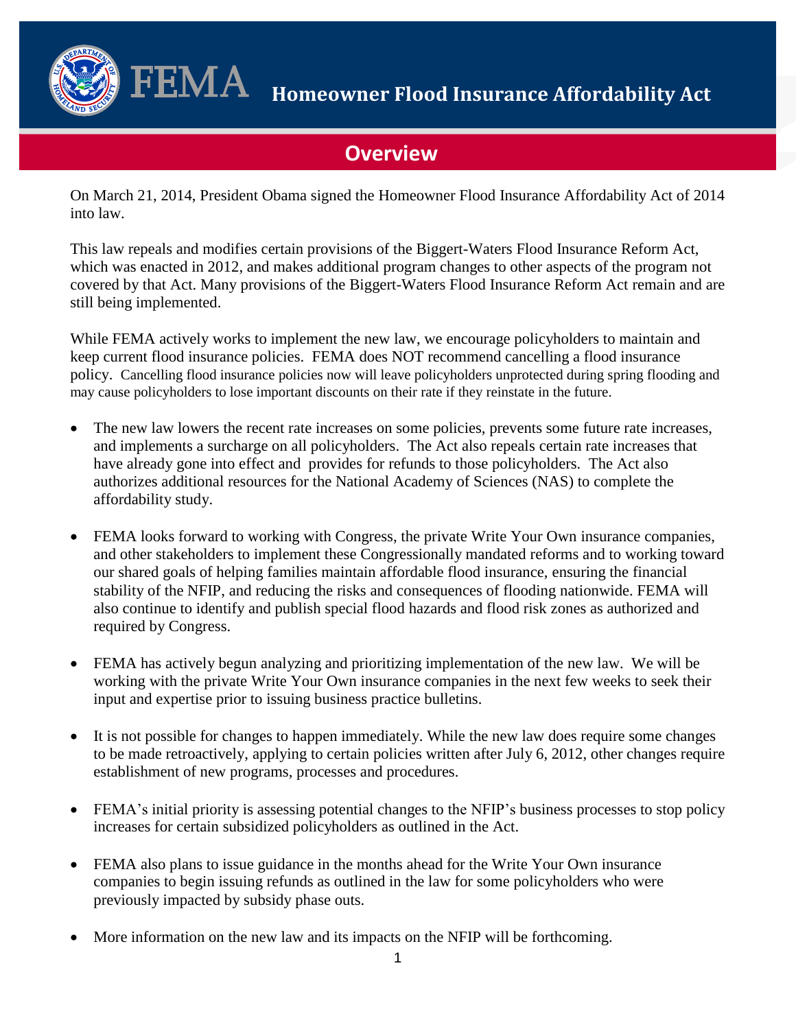# Homeowner Flood Insurance Affordability Act

## Overview

On March 21, 2014, President Obama signed the Homeowner Flood Insurance Affordability Act of 2014 into law.

This law repeals and modifies certain provisions of the Biggert-Waters Flood Insurance Reform Act, which was enacted in 2012, and makes additional program changes to other aspects of the program not covered by that Act. Many provisions of the Biggert-Waters Flood Insurance Reform Act remain and are still being implemented.

While FEMA actively works to implement the new law, we encourage policyholders to maintain and keep current flood insurance policies. FEMA does NOT recommend cancelling a flood insurance policy. Cancelling flood insurance policies now will leave policyholders unprotected during spring flooding and may cause policyholders to lose important discounts on their rate if they reinstate in the future.

- The new law lowers the recent rate increases on some policies, prevents some future rate increases, and implements a surcharge on all policyholders. The Act also repeals certain rate increases that have already gone into effect and provides for refunds to those policyholders. The Act also authorizes additional resources for the National Academy of Sciences (NAS) to complete the affordability study.

- FEMA looks forward to working with Congress, the private Write Your Own insurance companies, and other stakeholders to implement these Congressionally mandated reforms and to working toward our shared goals of helping families maintain affordable flood insurance, ensuring the financial stability of the NFIP, and reducing the risks and consequences of flooding nationwide. FEMA will also continue to identify and publish special flood hazards and flood risk zones as authorized and required by Congress.

- FEMA has actively begun analyzing and prioritizing implementation of the new law. We will be working with the private Write Your Own insurance companies in the next few weeks to seek their input and expertise prior to issuing business practice bulletins.

- It is not possible for changes to happen immediately. While the new law does require some changes to be made retroactively, applying to certain policies written after July 6, 2012, other changes require establishment of new programs, processes and procedures.

- FEMA's initial priority is assessing potential changes to the NFIP's business processes to stop policy increases for certain subsidized policyholders as outlined in the Act.

- FEMA also plans to issue guidance in the months ahead for the Write Your Own insurance companies to begin issuing refunds as outlined in the law for some policyholders who were previously impacted by subsidy phase outs.

- More information on the new law and its impacts on the NFIP will be forthcoming.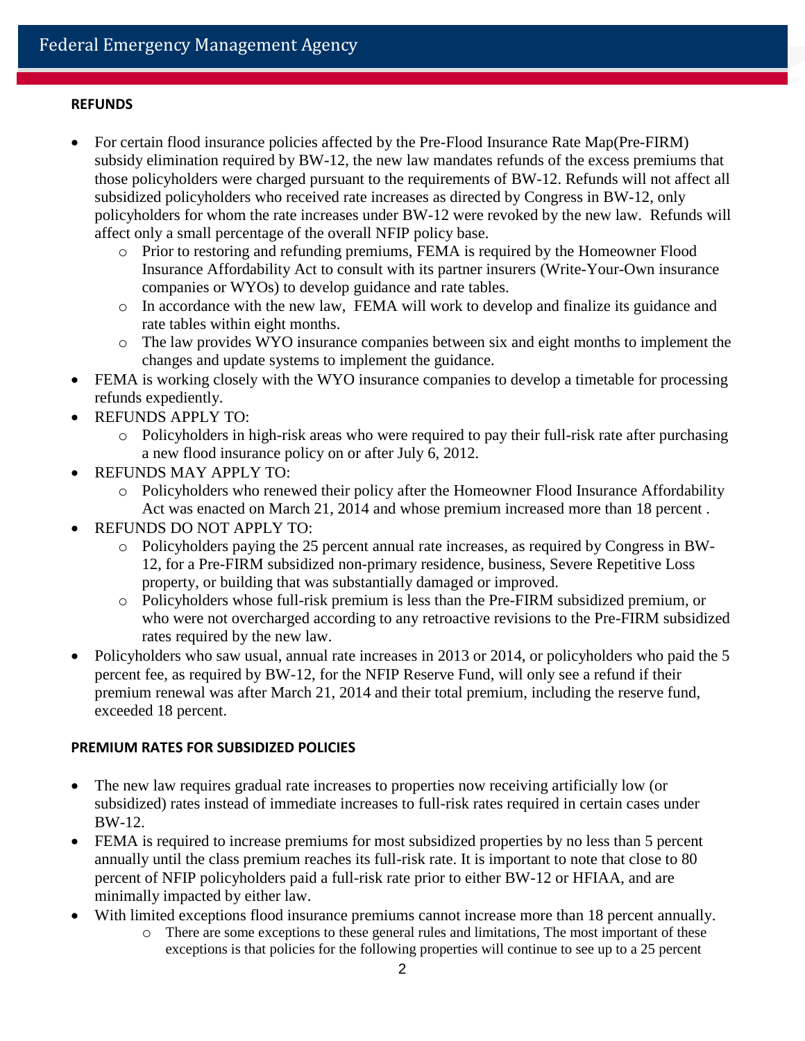## REFUNDS

- For certain flood insurance policies affected by the Pre-Flood Insurance Rate Map(Pre-FIRM) subsidy elimination required by BW-12, the new law mandates refunds of the excess premiums that those policyholders were charged pursuant to the requirements of BW-12. Refunds will not affect all subsidized policyholders who received rate increases as directed by Congress in BW-12, only policyholders for whom the rate increases under BW-12 were revoked by the new law. Refunds will affect only a small percentage of the overall NFIP policy base.
  - Prior to restoring and refunding premiums, FEMA is required by the Homeowner Flood Insurance Affordability Act to consult with its partner insurers (Write-Your-Own insurance companies or WYOs) to develop guidance and rate tables.
  - In accordance with the new law, FEMA will work to develop and finalize its guidance and rate tables within eight months.
  - The law provides WYO insurance companies between six and eight months to implement the changes and update systems to implement the guidance.
- FEMA is working closely with the WYO insurance companies to develop a timetable for processing refunds expediently.
- REFUNDS APPLY TO:
  - Policyholders in high-risk areas who were required to pay their full-risk rate after purchasing a new flood insurance policy on or after July 6, 2012.
- REFUNDS MAY APPLY TO:
  - Policyholders who renewed their policy after the Homeowner Flood Insurance Affordability Act was enacted on March 21, 2014 and whose premium increased more than 18 percent .
- REFUNDS DO NOT APPLY TO:
  - Policyholders paying the 25 percent annual rate increases, as required by Congress in BW-12, for a Pre-FIRM subsidized non-primary residence, business, Severe Repetitive Loss property, or building that was substantially damaged or improved.
  - Policyholders whose full-risk premium is less than the Pre-FIRM subsidized premium, or who were not overcharged according to any retroactive revisions to the Pre-FIRM subsidized rates required by the new law.
- Policyholders who saw usual, annual rate increases in 2013 or 2014, or policyholders who paid the 5 percent fee, as required by BW-12, for the NFIP Reserve Fund, will only see a refund if their premium renewal was after March 21, 2014 and their total premium, including the reserve fund, exceeded 18 percent.

## PREMIUM RATES FOR SUBSIDIZED POLICIES

- The new law requires gradual rate increases to properties now receiving artificially low (or subsidized) rates instead of immediate increases to full-risk rates required in certain cases under BW-12.
- FEMA is required to increase premiums for most subsidized properties by no less than 5 percent annually until the class premium reaches its full-risk rate. It is important to note that close to 80 percent of NFIP policyholders paid a full-risk rate prior to either BW-12 or HFIAA, and are minimally impacted by either law.
- With limited exceptions flood insurance premiums cannot increase more than 18 percent annually.
  - There are some exceptions to these general rules and limitations, The most important of these exceptions is that policies for the following properties will continue to see up to a 25 percent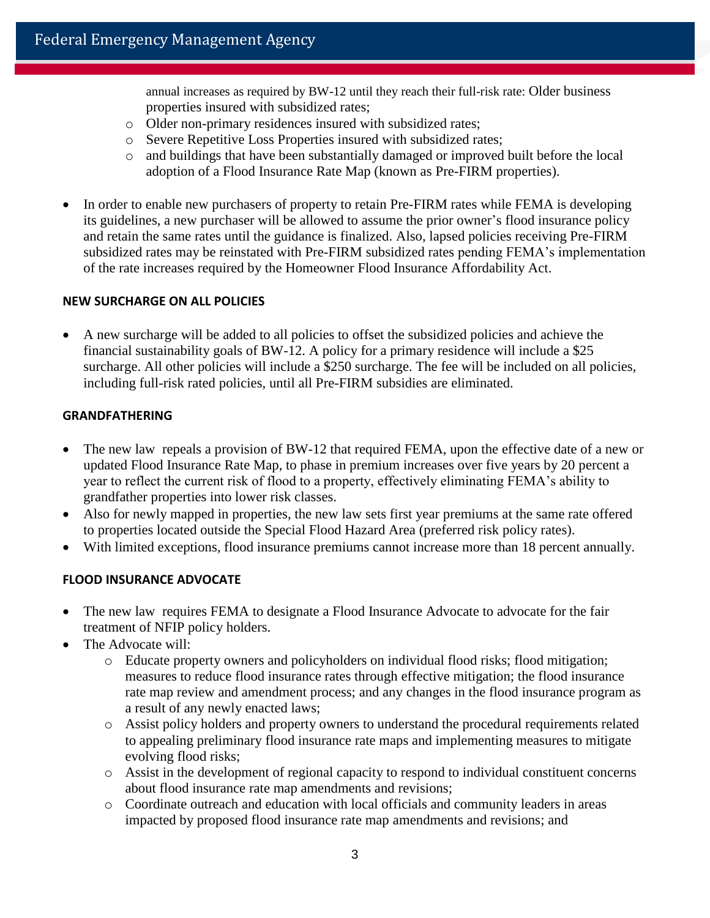annual increases as required by BW-12 until they reach their full-risk rate: Older business properties insured with subsidized rates;
    - Older non-primary residences insured with subsidized rates;
    - Severe Repetitive Loss Properties insured with subsidized rates;
    - and buildings that have been substantially damaged or improved built before the local adoption of a Flood Insurance Rate Map (known as Pre-FIRM properties).

- In order to enable new purchasers of property to retain Pre-FIRM rates while FEMA is developing its guidelines, a new purchaser will be allowed to assume the prior owner's flood insurance policy and retain the same rates until the guidance is finalized. Also, lapsed policies receiving Pre-FIRM subsidized rates may be reinstated with Pre-FIRM subsidized rates pending FEMA's implementation of the rate increases required by the Homeowner Flood Insurance Affordability Act.

**NEW SURCHARGE ON ALL POLICIES**

- A new surcharge will be added to all policies to offset the subsidized policies and achieve the financial sustainability goals of BW-12. A policy for a primary residence will include a $25 surcharge. All other policies will include a $250 surcharge. The fee will be included on all policies, including full-risk rated policies, until all Pre-FIRM subsidies are eliminated.

**GRANDFATHERING**

- The new law repeals a provision of BW-12 that required FEMA, upon the effective date of a new or updated Flood Insurance Rate Map, to phase in premium increases over five years by 20 percent a year to reflect the current risk of flood to a property, effectively eliminating FEMA's ability to grandfather properties into lower risk classes.
- Also for newly mapped in properties, the new law sets first year premiums at the same rate offered to properties located outside the Special Flood Hazard Area (preferred risk policy rates).
- With limited exceptions, flood insurance premiums cannot increase more than 18 percent annually.

**FLOOD INSURANCE ADVOCATE**

- The new law requires FEMA to designate a Flood Insurance Advocate to advocate for the fair treatment of NFIP policy holders.
- The Advocate will:
    - Educate property owners and policyholders on individual flood risks; flood mitigation; measures to reduce flood insurance rates through effective mitigation; the flood insurance rate map review and amendment process; and any changes in the flood insurance program as a result of any newly enacted laws;
    - Assist policy holders and property owners to understand the procedural requirements related to appealing preliminary flood insurance rate maps and implementing measures to mitigate evolving flood risks;
    - Assist in the development of regional capacity to respond to individual constituent concerns about flood insurance rate map amendments and revisions;
    - Coordinate outreach and education with local officials and community leaders in areas impacted by proposed flood insurance rate map amendments and revisions; and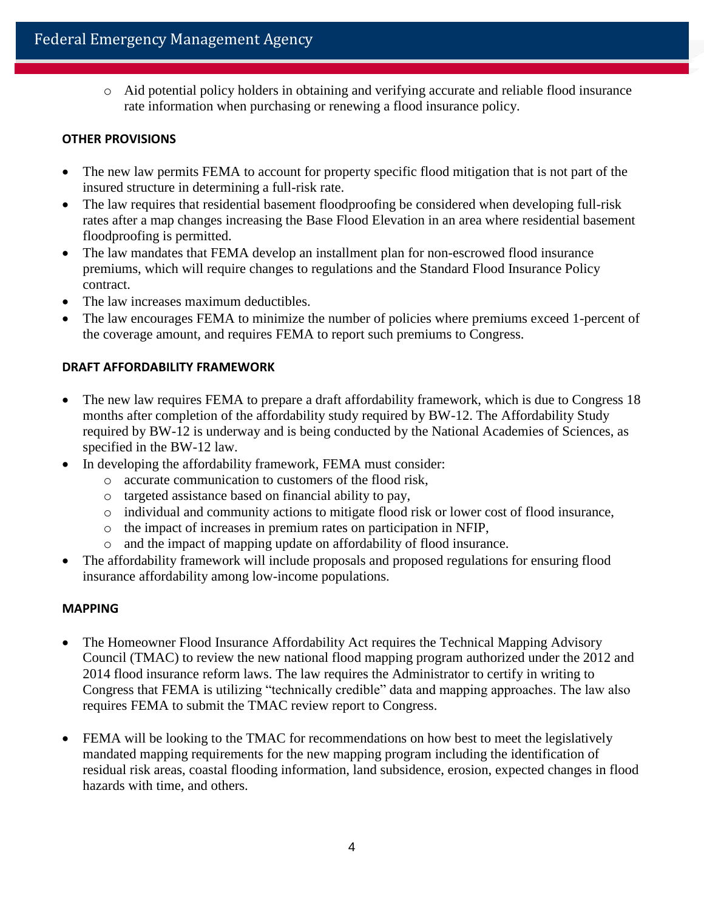- Aid potential policy holders in obtaining and verifying accurate and reliable flood insurance rate information when purchasing or renewing a flood insurance policy.

**OTHER PROVISIONS**

- The new law permits FEMA to account for property specific flood mitigation that is not part of the insured structure in determining a full-risk rate.
- The law requires that residential basement floodproofing be considered when developing full-risk rates after a map changes increasing the Base Flood Elevation in an area where residential basement floodproofing is permitted.
- The law mandates that FEMA develop an installment plan for non-escrowed flood insurance premiums, which will require changes to regulations and the Standard Flood Insurance Policy contract.
- The law increases maximum deductibles.
- The law encourages FEMA to minimize the number of policies where premiums exceed 1-percent of the coverage amount, and requires FEMA to report such premiums to Congress.

**DRAFT AFFORDABILITY FRAMEWORK**

- The new law requires FEMA to prepare a draft affordability framework, which is due to Congress 18 months after completion of the affordability study required by BW-12. The Affordability Study required by BW-12 is underway and is being conducted by the National Academies of Sciences, as specified in the BW-12 law.
- In developing the affordability framework, FEMA must consider:
  - accurate communication to customers of the flood risk,
  - targeted assistance based on financial ability to pay,
  - individual and community actions to mitigate flood risk or lower cost of flood insurance,
  - the impact of increases in premium rates on participation in NFIP,
  - and the impact of mapping update on affordability of flood insurance.
- The affordability framework will include proposals and proposed regulations for ensuring flood insurance affordability among low-income populations.

**MAPPING**

- The Homeowner Flood Insurance Affordability Act requires the Technical Mapping Advisory Council (TMAC) to review the new national flood mapping program authorized under the 2012 and 2014 flood insurance reform laws. The law requires the Administrator to certify in writing to Congress that FEMA is utilizing "technically credible" data and mapping approaches. The law also requires FEMA to submit the TMAC review report to Congress.

- FEMA will be looking to the TMAC for recommendations on how best to meet the legislatively mandated mapping requirements for the new mapping program including the identification of residual risk areas, coastal flooding information, land subsidence, erosion, expected changes in flood hazards with time, and others.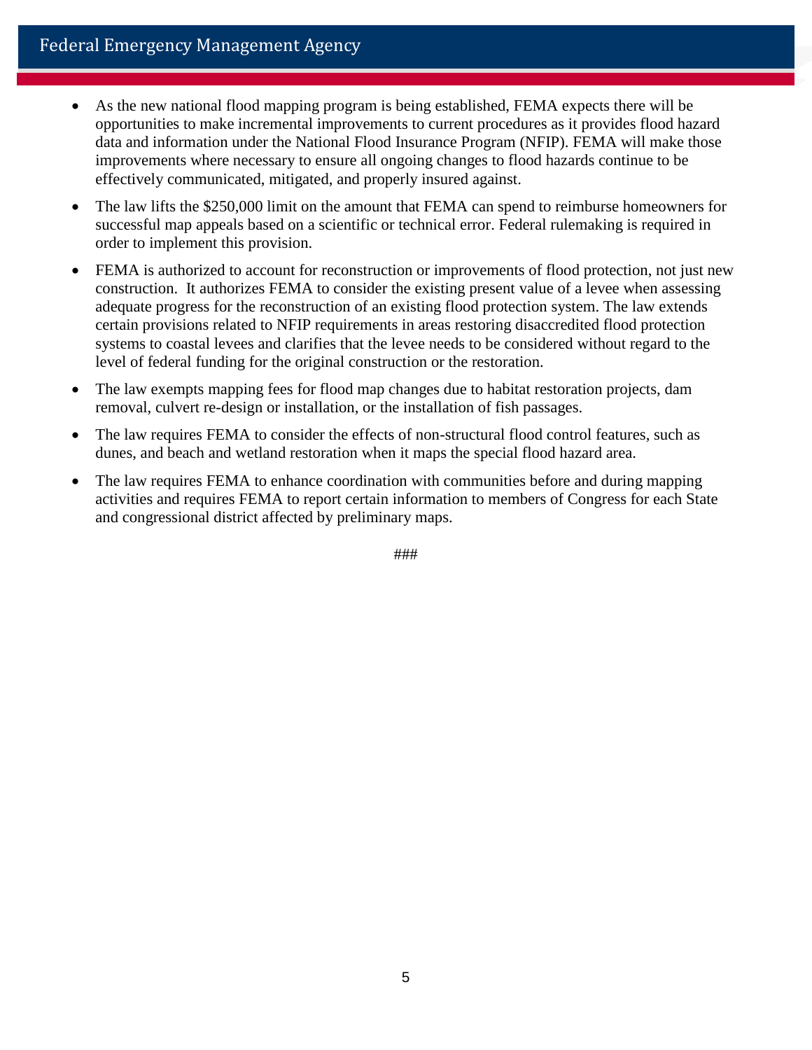- As the new national flood mapping program is being established, FEMA expects there will be opportunities to make incremental improvements to current procedures as it provides flood hazard data and information under the National Flood Insurance Program (NFIP). FEMA will make those improvements where necessary to ensure all ongoing changes to flood hazards continue to be effectively communicated, mitigated, and properly insured against.
- The law lifts the $250,000 limit on the amount that FEMA can spend to reimburse homeowners for successful map appeals based on a scientific or technical error. Federal rulemaking is required in order to implement this provision.
- FEMA is authorized to account for reconstruction or improvements of flood protection, not just new construction. It authorizes FEMA to consider the existing present value of a levee when assessing adequate progress for the reconstruction of an existing flood protection system. The law extends certain provisions related to NFIP requirements in areas restoring disaccredited flood protection systems to coastal levees and clarifies that the levee needs to be considered without regard to the level of federal funding for the original construction or the restoration.
- The law exempts mapping fees for flood map changes due to habitat restoration projects, dam removal, culvert re-design or installation, or the installation of fish passages.
- The law requires FEMA to consider the effects of non-structural flood control features, such as dunes, and beach and wetland restoration when it maps the special flood hazard area.
- The law requires FEMA to enhance coordination with communities before and during mapping activities and requires FEMA to report certain information to members of Congress for each State and congressional district affected by preliminary maps.

###